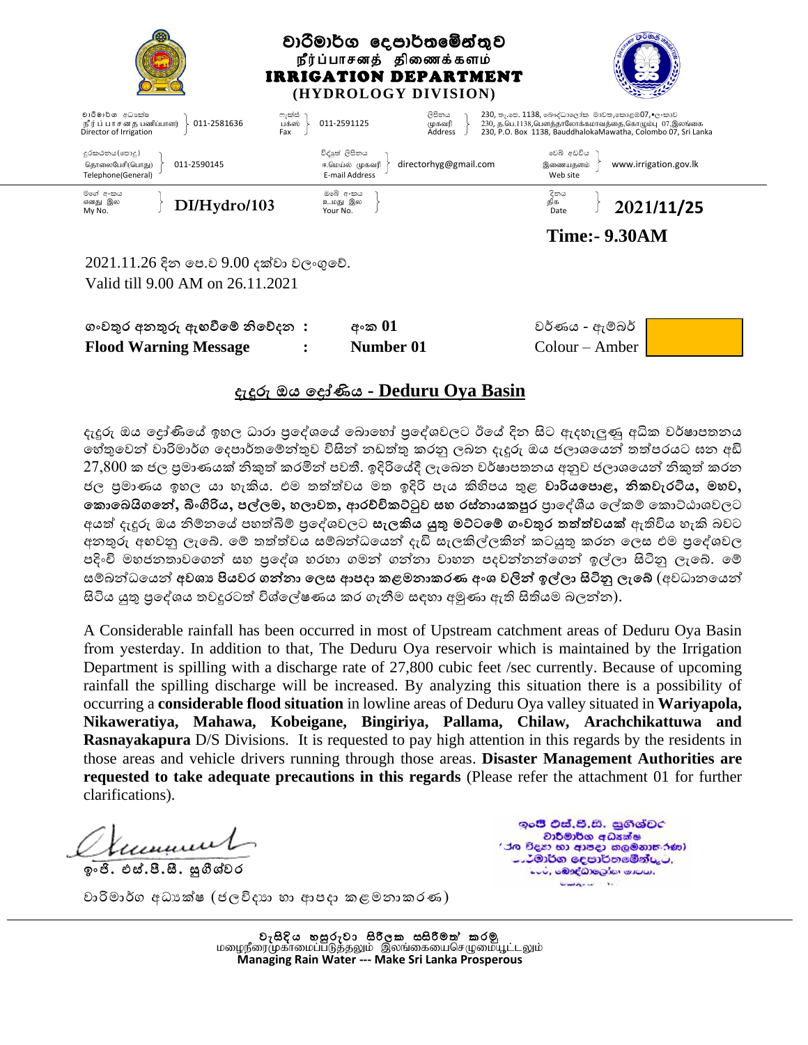# වාරිමාර්ග දෙපාර්තමේන්තුව

## நீர்ப்பாசனத் திணைக்களம்

## IRRIGATION DEPARTMENT

### (HYDROLOGY DIVISION)

| | | | | | |
|---|---|---|---|---|---|
| වාරිමාර්ග අධ්‍යක්ෂ / நீர்ப்பாசன பணிப்பாளர் / Director of Irrigation | 011-2581636 | ෆැක්ස් / பக்ஸ் / Fax | 011-2591125 | ලිපිනය / முகவரி / Address | 230, තැ.පෙ. 1138, බෞද්ධාලෝක මාවත,කොළඹ07,ශ්‍රී ලංකාව / 230, த.பெ.1138,பௌத்தாலோகமாவத்தை,கொழும்பு 07,இலங்கை / 230, P.O. Box 1138, BauddhalokaMawatha, Colombo 07, Sri Lanka |
| දුරකථනය(පොදු) / தொலைபேசி(பொது) / Telephone(General) | 011-2590145 | විද්‍යුත් ලිපිනය / ஈ.மெயில் முகவரி / E-mail Address | directorhyg@gmail.com | වෙබ් අඩවිය / இணையதளம் / Web site | www.irrigation.gov.lk |
| මගේ අංකය / எனது இல / My No. | DI/Hydro/103 | ඔබේ අංකය / உமது இல / Your No. | | දිනය / திகதி / Date | 2021/11/25 |

**Time:- 9.30AM**

2021.11.26 දින පෙ.ව 9.00 දක්වා වලංගුවේ.
Valid till 9.00 AM on 26.11.2021

| | | | |
|---|---|---|---|
| **ගංවතුර අනතුරු ඇඟවීමේ නිවේදන :** | **අංක 01** | වර්ණය - ඇම්බර් | |
| **Flood Warning Message :** | **Number 01** | Colour – Amber | |

## දැදුරු ඔය ද්‍රෝණිය - Deduru Oya Basin

දැදුරු ඔය ද්‍රෝණියේ ඉහල ධාරා ප්‍රදේශයේ බොහෝ ප්‍රදේශවලට ඊයේ දින සිට ඇදහැලුණු අධික වර්ෂාපතනය හේතුවෙන් වාරිමාර්ග දෙපාර්තමේන්තුව විසින් නඩත්තු කරනු ලබන දැදුරු ඔය ජලාශයෙන් තත්පරයට ඝන අඩි 27,800 ක ජල ප්‍රමාණයක් නිකුත් කරමින් පවතී. ඉදිරියේදී ලැබෙන වර්ෂාපතනය අනුව ජලාශයෙන් නිකුත් කරන ජල ප්‍රමාණය ඉහල යා හැකිය. එම තත්ත්වය මත ඉදිරි පැය කිහිපය තුළ **වාරියපොළ, නිකවැරටිය, මහව, කොබෙයිගනේ, බිංගිරිය, පල්ලම, හලාවත, ආරච්චිකට්ටුව සහ රස්නායකපුර** ප්‍රාදේශීය ලේකම් කොට්ඨාශවලට අයත් දැදුරු ඔය නිම්නයේ පහත්බිම් ප්‍රදේශවලට **සැලකිය යුතු මට්ටමේ ගංවතුර තත්ත්වයක්** ඇතිවිය හැකි බවට අනතුරු අඟවනු ලැබේ. මේ තත්ත්වය සම්බන්ධයෙන් දැඩි සැලකිල්ලකින් කටයුතු කරන ලෙස එම ප්‍රදේශවල පදිංචි මහජනතාවගෙන් සහ ප්‍රදේශ හරහා ගමන් ගන්නා වාහන පදවන්නන්ගෙන් ඉල්ලා සිටිනු ලැබේ. මේ සම්බන්ධයෙන් **අවශ්‍ය පියවර ගන්නා ලෙස ආපදා කළමනාකරණ අංශ වලින් ඉල්ලා සිටිනු ලැබේ** (අවධානයෙන් සිටිය යුතු ප්‍රදේශය තවදුරටත් විශ්ලේෂණය කර ගැනීම සඳහා අමුණා ඇති සිතියම බලන්න).

A Considerable rainfall has been occurred in most of Upstream catchment areas of Deduru Oya Basin from yesterday. In addition to that, The Deduru Oya reservoir which is maintained by the Irrigation Department is spilling with a discharge rate of 27,800 cubic feet /sec currently. Because of upcoming rainfall the spilling discharge will be increased. By analyzing this situation there is a possibility of occurring a **considerable flood situation** in lowline areas of Deduru Oya valley situated in **Wariyapola, Nikaweratiya, Mahawa, Kobeigane, Bingiriya, Pallama, Chilaw, Arachchikattuwa and Rasnayakapura** D/S Divisions. It is requested to pay high attention in this regards by the residents in those areas and vehicle drivers running through those areas. **Disaster Management Authorities are requested to take adequate precautions in this regards** (Please refer the attachment 01 for further clarifications).

ඉංජි. එස්.පී.සී. සුගීශ්වර

වාරිමාර්ග අධ්‍යක්ෂ (ජලවිද්‍යා හා ආපදා කළමනාකරණ)

ඉංජි එස්.පී.සී. සුගීශ්වර
වාරිමාර්ග අධ්‍යක්ෂ
(ජල විද්‍යා හා ආපදා කළමනාකරණ)
වාරිමාර්ග දෙපාර්තමේන්තුව,
230, බෞද්ධාලෝක මාවත,

වැසිදිය හසුරුවා සිරිලක සශිරිමත් කරමු
மழைநீரைமுகாமைப்படுத்தலும் இலங்கையைசெழுமையூட்டலும்
**Managing Rain Water --- Make Sri Lanka Prosperous**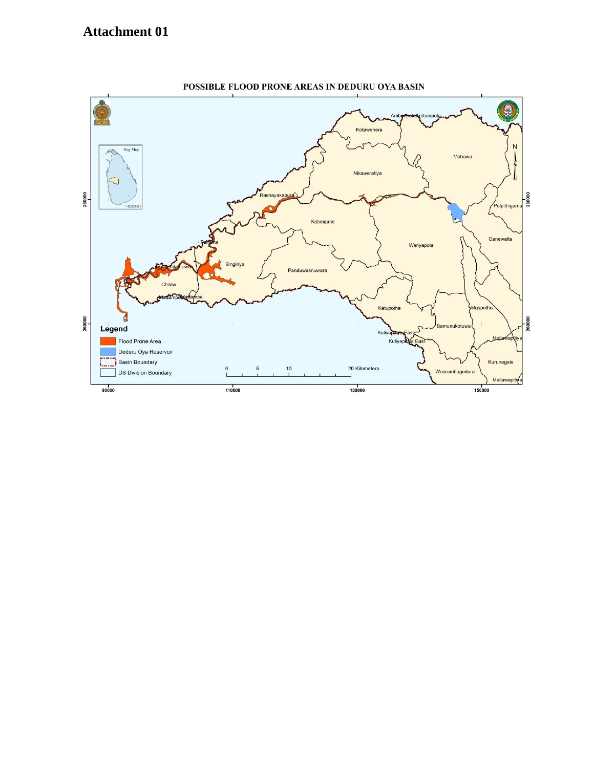# Attachment 01

POSSIBLE FLOOD PRONE AREAS IN DEDURU OYA BASIN

Key Map

1:12,000,000

Ambanpola

Kotawehera

Mahawa

N

Nikaweratiya

Rasnayakapura

Polpithigama

Kobeigane

Ganewatta

Pallama

Wariyapola

Arachchikattuwa

Bingiriya

Panduwasnuwara

Chilaw

Madampe

Katupotha

Maspotha

Bamunukotuwa

Kuliyapitiya East

Kuliyapitiya East

Mallawapitiya

Kurunegala

Weerambugedara

Mallawapitiya

Legend

Flood Prone Area

Deduru Oya Reservoir

Basin Boundary

DS Division Boundary

0 5 10 20 Kilometers

90000

110000

130000

150000

280000

260000